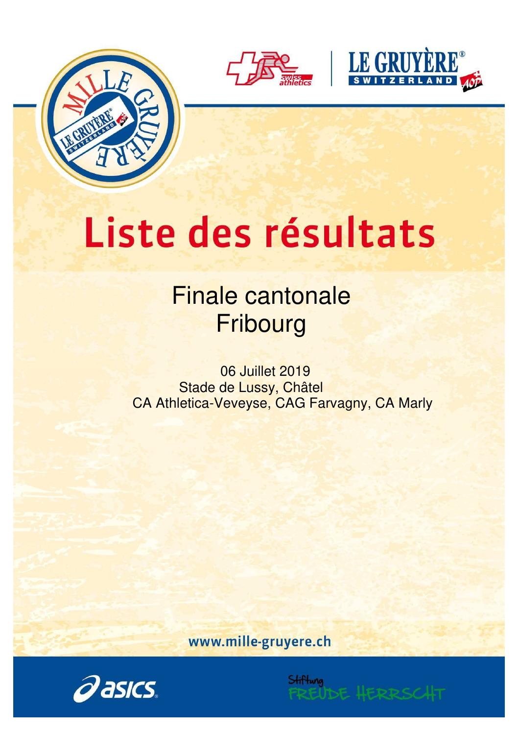# Liste des résultats

## Finale cantonale
## Fribourg

06 Juillet 2019

Stade de Lussy, Châtel

CA Athletica-Veveyse, CAG Farvagny, CA Marly

www.mille-gruyere.ch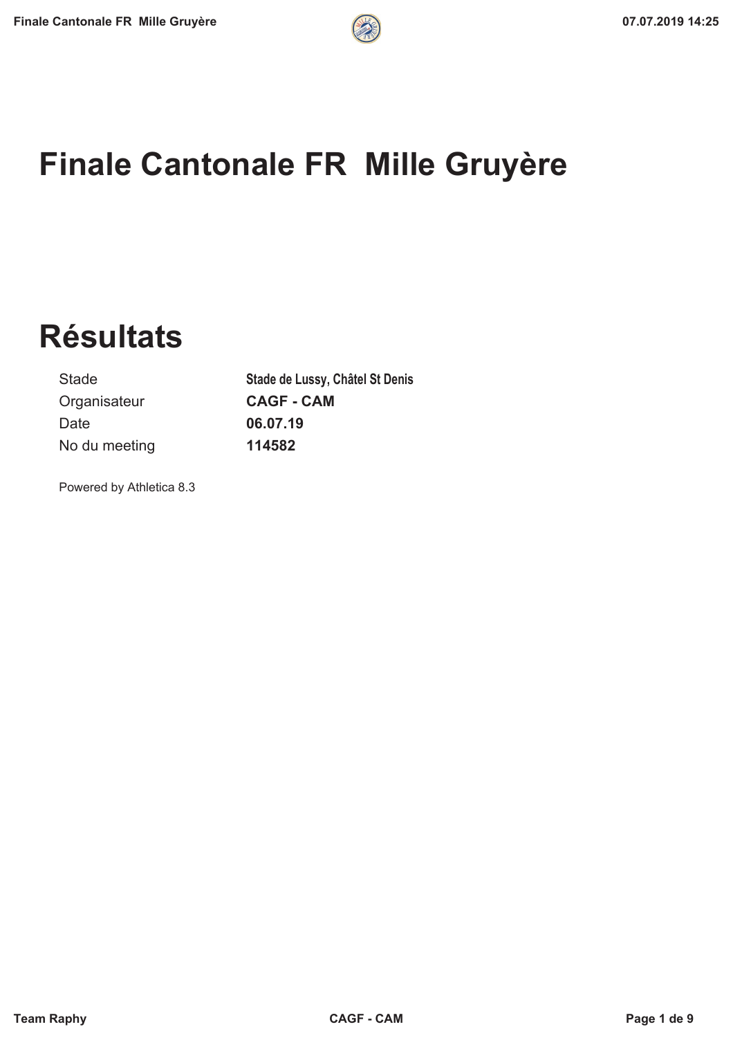# Finale Cantonale FR  Mille Gruyère

# Résultats

| | |
|---|---|
| Stade | **Stade de Lussy, Châtel St Denis** |
| Organisateur | **CAGF - CAM** |
| Date | **06.07.19** |
| No du meeting | **114582** |

Powered by Athletica 8.3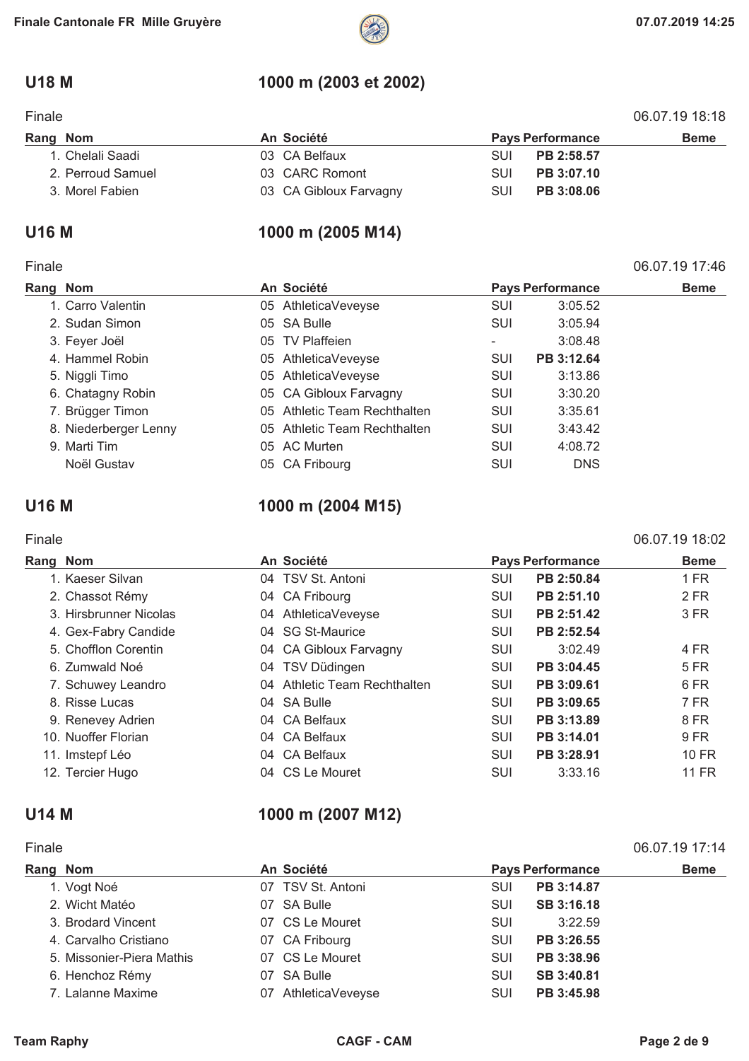## U18 M — 1000 m (2003 et 2002)

Finale — 06.07.19 18:18

| Rang | Nom | An | Société | Pays | Performance | Beme |
|---|---|---|---|---|---|---|
| 1. | Chelali Saadi | 03 | CA Belfaux | SUI | **PB 2:58.57** | |
| 2. | Perroud Samuel | 03 | CARC Romont | SUI | **PB 3:07.10** | |
| 3. | Morel Fabien | 03 | CA Gibloux Farvagny | SUI | **PB 3:08.06** | |

## U16 M — 1000 m (2005 M14)

Finale — 06.07.19 17:46

| Rang | Nom | An | Société | Pays | Performance | Beme |
|---|---|---|---|---|---|---|
| 1. | Carro Valentin | 05 | AthleticaVeveyse | SUI | 3:05.52 | |
| 2. | Sudan Simon | 05 | SA Bulle | SUI | 3:05.94 | |
| 3. | Feyer Joël | 05 | TV Plaffeien | - | 3:08.48 | |
| 4. | Hammel Robin | 05 | AthleticaVeveyse | SUI | **PB 3:12.64** | |
| 5. | Niggli Timo | 05 | AthleticaVeveyse | SUI | 3:13.86 | |
| 6. | Chatagny Robin | 05 | CA Gibloux Farvagny | SUI | 3:30.20 | |
| 7. | Brügger Timon | 05 | Athletic Team Rechthalten | SUI | 3:35.61 | |
| 8. | Niederberger Lenny | 05 | Athletic Team Rechthalten | SUI | 3:43.42 | |
| 9. | Marti Tim | 05 | AC Murten | SUI | 4:08.72 | |
| | Noël Gustav | 05 | CA Fribourg | SUI | DNS | |

## U16 M — 1000 m (2004 M15)

Finale — 06.07.19 18:02

| Rang | Nom | An | Société | Pays | Performance | Beme |
|---|---|---|---|---|---|---|
| 1. | Kaeser Silvan | 04 | TSV St. Antoni | SUI | **PB 2:50.84** | 1 FR |
| 2. | Chassot Rémy | 04 | CA Fribourg | SUI | **PB 2:51.10** | 2 FR |
| 3. | Hirsbrunner Nicolas | 04 | AthleticaVeveyse | SUI | **PB 2:51.42** | 3 FR |
| 4. | Gex-Fabry Candide | 04 | SG St-Maurice | SUI | **PB 2:52.54** | |
| 5. | Chofflon Corentin | 04 | CA Gibloux Farvagny | SUI | 3:02.49 | 4 FR |
| 6. | Zumwald Noé | 04 | TSV Düdingen | SUI | **PB 3:04.45** | 5 FR |
| 7. | Schuwey Leandro | 04 | Athletic Team Rechthalten | SUI | **PB 3:09.61** | 6 FR |
| 8. | Risse Lucas | 04 | SA Bulle | SUI | **PB 3:09.65** | 7 FR |
| 9. | Renevey Adrien | 04 | CA Belfaux | SUI | **PB 3:13.89** | 8 FR |
| 10. | Nuoffer Florian | 04 | CA Belfaux | SUI | **PB 3:14.01** | 9 FR |
| 11. | Imstepf Léo | 04 | CA Belfaux | SUI | **PB 3:28.91** | 10 FR |
| 12. | Tercier Hugo | 04 | CS Le Mouret | SUI | 3:33.16 | 11 FR |

## U14 M — 1000 m (2007 M12)

Finale — 06.07.19 17:14

| Rang | Nom | An | Société | Pays | Performance | Beme |
|---|---|---|---|---|---|---|
| 1. | Vogt Noé | 07 | TSV St. Antoni | SUI | **PB 3:14.87** | |
| 2. | Wicht Matéo | 07 | SA Bulle | SUI | **SB 3:16.18** | |
| 3. | Brodard Vincent | 07 | CS Le Mouret | SUI | 3:22.59 | |
| 4. | Carvalho Cristiano | 07 | CA Fribourg | SUI | **PB 3:26.55** | |
| 5. | Missonier-Piera Mathis | 07 | CS Le Mouret | SUI | **PB 3:38.96** | |
| 6. | Henchoz Rémy | 07 | SA Bulle | SUI | **SB 3:40.81** | |
| 7. | Lalanne Maxime | 07 | AthleticaVeveyse | SUI | **PB 3:45.98** | |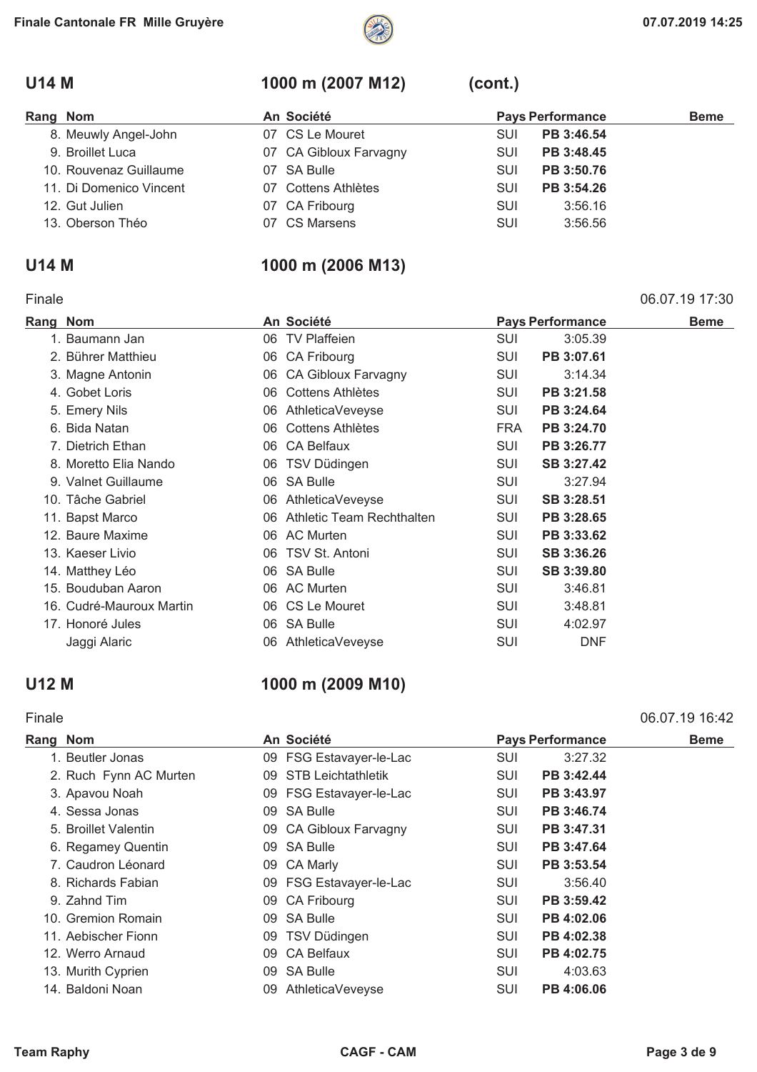## U14 M — 1000 m (2007 M12) (cont.)

| Rang | Nom | An | Société | Pays | Performance | Beme |
|---|---|---|---|---|---|---|
| 8. | Meuwly Angel-John | 07 | CS Le Mouret | SUI | **PB 3:46.54** | |
| 9. | Broillet Luca | 07 | CA Gibloux Farvagny | SUI | **PB 3:48.45** | |
| 10. | Rouvenaz Guillaume | 07 | SA Bulle | SUI | **PB 3:50.76** | |
| 11. | Di Domenico Vincent | 07 | Cottens Athlètes | SUI | **PB 3:54.26** | |
| 12. | Gut Julien | 07 | CA Fribourg | SUI | 3:56.16 | |
| 13. | Oberson Théo | 07 | CS Marsens | SUI | 3:56.56 | |

## U14 M — 1000 m (2006 M13)

Finale — 06.07.19 17:30

| Rang | Nom | An | Société | Pays | Performance | Beme |
|---|---|---|---|---|---|---|
| 1. | Baumann Jan | 06 | TV Plaffeien | SUI | 3:05.39 | |
| 2. | Bührer Matthieu | 06 | CA Fribourg | SUI | **PB 3:07.61** | |
| 3. | Magne Antonin | 06 | CA Gibloux Farvagny | SUI | 3:14.34 | |
| 4. | Gobet Loris | 06 | Cottens Athlètes | SUI | **PB 3:21.58** | |
| 5. | Emery Nils | 06 | AthleticaVeveyse | SUI | **PB 3:24.64** | |
| 6. | Bida Natan | 06 | Cottens Athlètes | FRA | **PB 3:24.70** | |
| 7. | Dietrich Ethan | 06 | CA Belfaux | SUI | **PB 3:26.77** | |
| 8. | Moretto Elia Nando | 06 | TSV Düdingen | SUI | **SB 3:27.42** | |
| 9. | Valnet Guillaume | 06 | SA Bulle | SUI | 3:27.94 | |
| 10. | Tâche Gabriel | 06 | AthleticaVeveyse | SUI | **SB 3:28.51** | |
| 11. | Bapst Marco | 06 | Athletic Team Rechthalten | SUI | **PB 3:28.65** | |
| 12. | Baure Maxime | 06 | AC Murten | SUI | **PB 3:33.62** | |
| 13. | Kaeser Livio | 06 | TSV St. Antoni | SUI | **SB 3:36.26** | |
| 14. | Matthey Léo | 06 | SA Bulle | SUI | **SB 3:39.80** | |
| 15. | Bouduban Aaron | 06 | AC Murten | SUI | 3:46.81 | |
| 16. | Cudré-Mauroux Martin | 06 | CS Le Mouret | SUI | 3:48.81 | |
| 17. | Honoré Jules | 06 | SA Bulle | SUI | 4:02.97 | |
| | Jaggi Alaric | 06 | AthleticaVeveyse | SUI | DNF | |

## U12 M — 1000 m (2009 M10)

Finale — 06.07.19 16:42

| Rang | Nom | An | Société | Pays | Performance | Beme |
|---|---|---|---|---|---|---|
| 1. | Beutler Jonas | 09 | FSG Estavayer-le-Lac | SUI | 3:27.32 | |
| 2. | Ruch Fynn AC Murten | 09 | STB Leichtathletik | SUI | **PB 3:42.44** | |
| 3. | Apavou Noah | 09 | FSG Estavayer-le-Lac | SUI | **PB 3:43.97** | |
| 4. | Sessa Jonas | 09 | SA Bulle | SUI | **PB 3:46.74** | |
| 5. | Broillet Valentin | 09 | CA Gibloux Farvagny | SUI | **PB 3:47.31** | |
| 6. | Regamey Quentin | 09 | SA Bulle | SUI | **PB 3:47.64** | |
| 7. | Caudron Léonard | 09 | CA Marly | SUI | **PB 3:53.54** | |
| 8. | Richards Fabian | 09 | FSG Estavayer-le-Lac | SUI | 3:56.40 | |
| 9. | Zahnd Tim | 09 | CA Fribourg | SUI | **PB 3:59.42** | |
| 10. | Gremion Romain | 09 | SA Bulle | SUI | **PB 4:02.06** | |
| 11. | Aebischer Fionn | 09 | TSV Düdingen | SUI | **PB 4:02.38** | |
| 12. | Werro Arnaud | 09 | CA Belfaux | SUI | **PB 4:02.75** | |
| 13. | Murith Cyprien | 09 | SA Bulle | SUI | 4:03.63 | |
| 14. | Baldoni Noan | 09 | AthleticaVeveyse | SUI | **PB 4:06.06** | |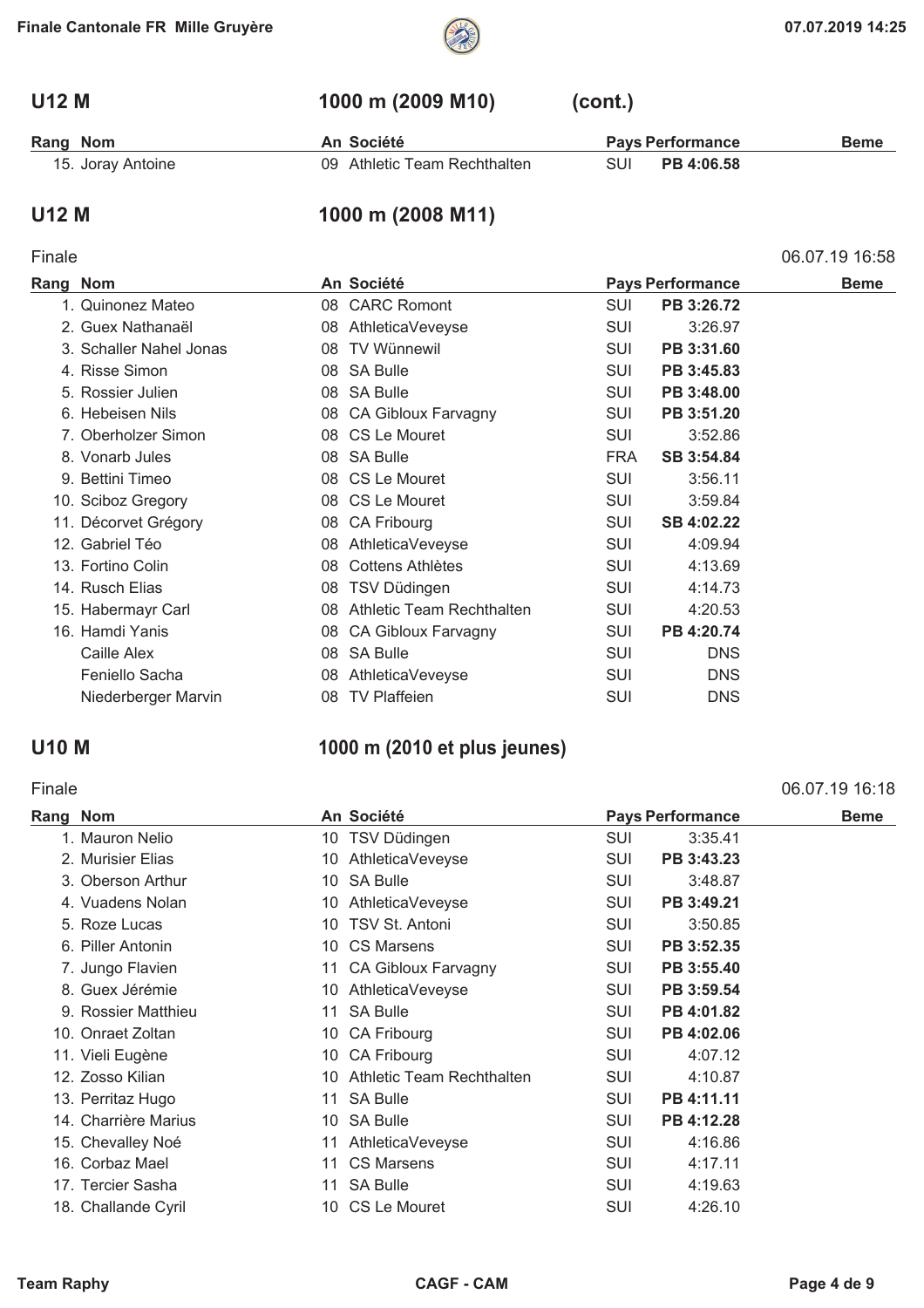## U12 M — 1000 m (2009 M10) (cont.)

| Rang | Nom | An | Société | Pays | Performance | Beme |
|---|---|---|---|---|---|---|
| 15. | Joray Antoine | 09 | Athletic Team Rechthalten | SUI | PB 4:06.58 | |

## U12 M — 1000 m (2008 M11)

Finale 06.07.19 16:58

| Rang | Nom | An | Société | Pays | Performance | Beme |
|---|---|---|---|---|---|---|
| 1. | Quinonez Mateo | 08 | CARC Romont | SUI | PB 3:26.72 | |
| 2. | Guex Nathanaël | 08 | AthleticaVeveyse | SUI | 3:26.97 | |
| 3. | Schaller Nahel Jonas | 08 | TV Wünnewil | SUI | PB 3:31.60 | |
| 4. | Risse Simon | 08 | SA Bulle | SUI | PB 3:45.83 | |
| 5. | Rossier Julien | 08 | SA Bulle | SUI | PB 3:48.00 | |
| 6. | Hebeisen Nils | 08 | CA Gibloux Farvagny | SUI | PB 3:51.20 | |
| 7. | Oberholzer Simon | 08 | CS Le Mouret | SUI | 3:52.86 | |
| 8. | Vonarb Jules | 08 | SA Bulle | FRA | SB 3:54.84 | |
| 9. | Bettini Timeo | 08 | CS Le Mouret | SUI | 3:56.11 | |
| 10. | Sciboz Gregory | 08 | CS Le Mouret | SUI | 3:59.84 | |
| 11. | Décorvet Grégory | 08 | CA Fribourg | SUI | SB 4:02.22 | |
| 12. | Gabriel Téo | 08 | AthleticaVeveyse | SUI | 4:09.94 | |
| 13. | Fortino Colin | 08 | Cottens Athlètes | SUI | 4:13.69 | |
| 14. | Rusch Elias | 08 | TSV Düdingen | SUI | 4:14.73 | |
| 15. | Habermayr Carl | 08 | Athletic Team Rechthalten | SUI | 4:20.53 | |
| 16. | Hamdi Yanis | 08 | CA Gibloux Farvagny | SUI | PB 4:20.74 | |
| | Caille Alex | 08 | SA Bulle | SUI | DNS | |
| | Feniello Sacha | 08 | AthleticaVeveyse | SUI | DNS | |
| | Niederberger Marvin | 08 | TV Plaffeien | SUI | DNS | |

## U10 M — 1000 m (2010 et plus jeunes)

Finale 06.07.19 16:18

| Rang | Nom | An | Société | Pays | Performance | Beme |
|---|---|---|---|---|---|---|
| 1. | Mauron Nelio | 10 | TSV Düdingen | SUI | 3:35.41 | |
| 2. | Murisier Elias | 10 | AthleticaVeveyse | SUI | PB 3:43.23 | |
| 3. | Oberson Arthur | 10 | SA Bulle | SUI | 3:48.87 | |
| 4. | Vuadens Nolan | 10 | AthleticaVeveyse | SUI | PB 3:49.21 | |
| 5. | Roze Lucas | 10 | TSV St. Antoni | SUI | 3:50.85 | |
| 6. | Piller Antonin | 10 | CS Marsens | SUI | PB 3:52.35 | |
| 7. | Jungo Flavien | 11 | CA Gibloux Farvagny | SUI | PB 3:55.40 | |
| 8. | Guex Jérémie | 10 | AthleticaVeveyse | SUI | PB 3:59.54 | |
| 9. | Rossier Matthieu | 11 | SA Bulle | SUI | PB 4:01.82 | |
| 10. | Onraet Zoltan | 10 | CA Fribourg | SUI | PB 4:02.06 | |
| 11. | Vieli Eugène | 10 | CA Fribourg | SUI | 4:07.12 | |
| 12. | Zosso Kilian | 10 | Athletic Team Rechthalten | SUI | 4:10.87 | |
| 13. | Perritaz Hugo | 11 | SA Bulle | SUI | PB 4:11.11 | |
| 14. | Charrière Marius | 10 | SA Bulle | SUI | PB 4:12.28 | |
| 15. | Chevalley Noé | 11 | AthleticaVeveyse | SUI | 4:16.86 | |
| 16. | Corbaz Mael | 11 | CS Marsens | SUI | 4:17.11 | |
| 17. | Tercier Sasha | 11 | SA Bulle | SUI | 4:19.63 | |
| 18. | Challande Cyril | 10 | CS Le Mouret | SUI | 4:26.10 | |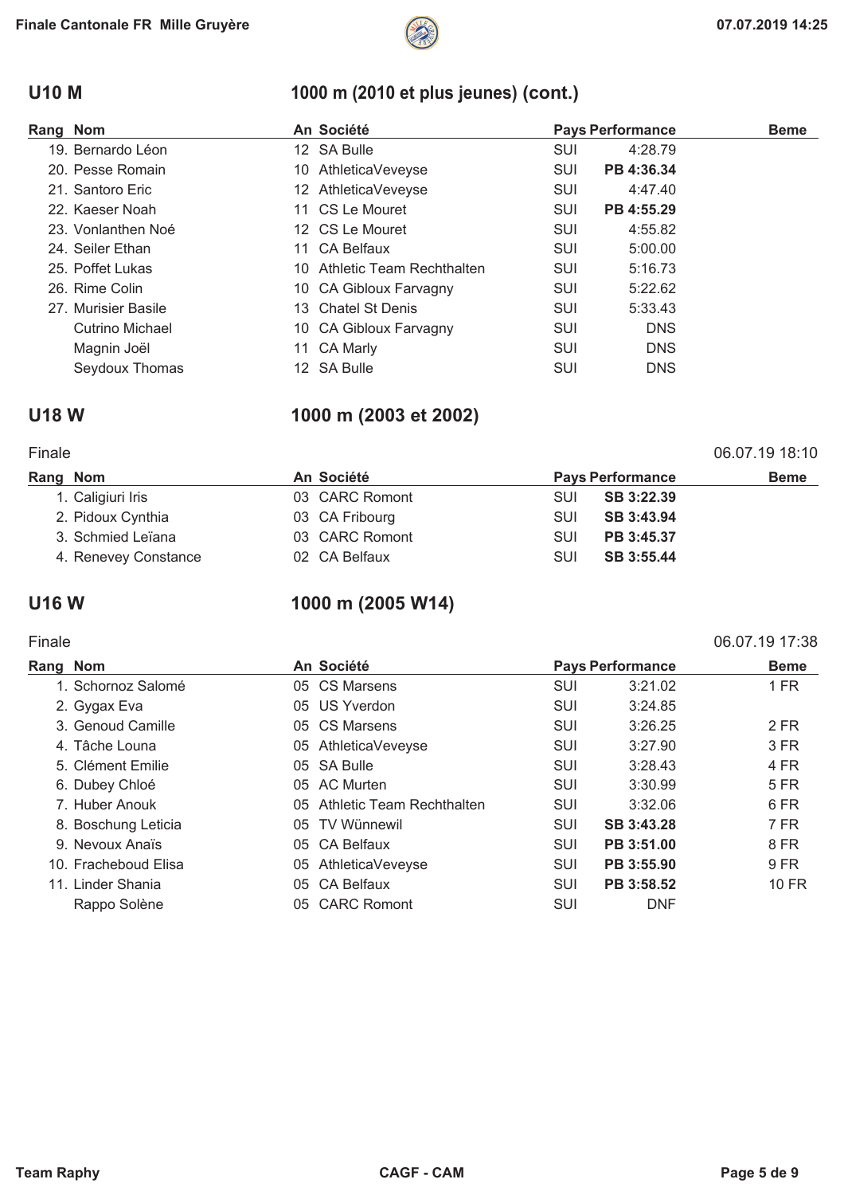## U10 M — 1000 m (2010 et plus jeunes) (cont.)

| Rang | Nom | An | Société | Pays | Performance | Beme |
|---|---|---|---|---|---|---|
| 19. | Bernardo Léon | 12 | SA Bulle | SUI | 4:28.79 | |
| 20. | Pesse Romain | 10 | AthleticaVeveyse | SUI | **PB 4:36.34** | |
| 21. | Santoro Eric | 12 | AthleticaVeveyse | SUI | 4:47.40 | |
| 22. | Kaeser Noah | 11 | CS Le Mouret | SUI | **PB 4:55.29** | |
| 23. | Vonlanthen Noé | 12 | CS Le Mouret | SUI | 4:55.82 | |
| 24. | Seiler Ethan | 11 | CA Belfaux | SUI | 5:00.00 | |
| 25. | Poffet Lukas | 10 | Athletic Team Rechthalten | SUI | 5:16.73 | |
| 26. | Rime Colin | 10 | CA Gibloux Farvagny | SUI | 5:22.62 | |
| 27. | Murisier Basile | 13 | Chatel St Denis | SUI | 5:33.43 | |
| | Cutrino Michael | 10 | CA Gibloux Farvagny | SUI | DNS | |
| | Magnin Joël | 11 | CA Marly | SUI | DNS | |
| | Seydoux Thomas | 12 | SA Bulle | SUI | DNS | |

## U18 W — 1000 m (2003 et 2002)

Finale — 06.07.19 18:10

| Rang | Nom | An | Société | Pays | Performance | Beme |
|---|---|---|---|---|---|---|
| 1. | Caligiuri Iris | 03 | CARC Romont | SUI | **SB 3:22.39** | |
| 2. | Pidoux Cynthia | 03 | CA Fribourg | SUI | **SB 3:43.94** | |
| 3. | Schmied Leïana | 03 | CARC Romont | SUI | **PB 3:45.37** | |
| 4. | Renevey Constance | 02 | CA Belfaux | SUI | **SB 3:55.44** | |

## U16 W — 1000 m (2005 W14)

Finale — 06.07.19 17:38

| Rang | Nom | An | Société | Pays | Performance | Beme |
|---|---|---|---|---|---|---|
| 1. | Schornoz Salomé | 05 | CS Marsens | SUI | 3:21.02 | 1 FR |
| 2. | Gygax Eva | 05 | US Yverdon | SUI | 3:24.85 | |
| 3. | Genoud Camille | 05 | CS Marsens | SUI | 3:26.25 | 2 FR |
| 4. | Tâche Louna | 05 | AthleticaVeveyse | SUI | 3:27.90 | 3 FR |
| 5. | Clément Emilie | 05 | SA Bulle | SUI | 3:28.43 | 4 FR |
| 6. | Dubey Chloé | 05 | AC Murten | SUI | 3:30.99 | 5 FR |
| 7. | Huber Anouk | 05 | Athletic Team Rechthalten | SUI | 3:32.06 | 6 FR |
| 8. | Boschung Leticia | 05 | TV Wünnewil | SUI | **SB 3:43.28** | 7 FR |
| 9. | Nevoux Anaïs | 05 | CA Belfaux | SUI | **PB 3:51.00** | 8 FR |
| 10. | Fracheboud Elisa | 05 | AthleticaVeveyse | SUI | **PB 3:55.90** | 9 FR |
| 11. | Linder Shania | 05 | CA Belfaux | SUI | **PB 3:58.52** | 10 FR |
| | Rappo Solène | 05 | CARC Romont | SUI | DNF | |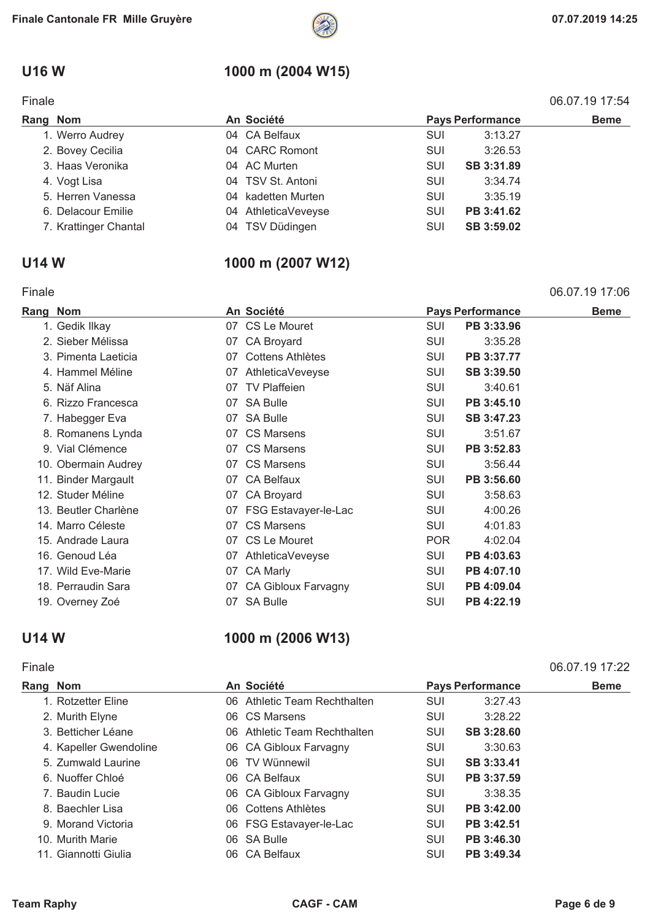## U16 W

### 1000 m (2004 W15)

Finale — 06.07.19 17:54

| Rang | Nom | An | Société | Pays | Performance | Beme |
|---|---|---|---|---|---|---|
| 1. | Werro Audrey | 04 | CA Belfaux | SUI | 3:13.27 | |
| 2. | Bovey Cecilia | 04 | CARC Romont | SUI | 3:26.53 | |
| 3. | Haas Veronika | 04 | AC Murten | SUI | **SB 3:31.89** | |
| 4. | Vogt Lisa | 04 | TSV St. Antoni | SUI | 3:34.74 | |
| 5. | Herren Vanessa | 04 | kadetten Murten | SUI | 3:35.19 | |
| 6. | Delacour Emilie | 04 | AthleticaVeveyse | SUI | **PB 3:41.62** | |
| 7. | Krattinger Chantal | 04 | TSV Düdingen | SUI | **SB 3:59.02** | |

## U14 W

### 1000 m (2007 W12)

Finale — 06.07.19 17:06

| Rang | Nom | An | Société | Pays | Performance | Beme |
|---|---|---|---|---|---|---|
| 1. | Gedik Ilkay | 07 | CS Le Mouret | SUI | **PB 3:33.96** | |
| 2. | Sieber Mélissa | 07 | CA Broyard | SUI | 3:35.28 | |
| 3. | Pimenta Laeticia | 07 | Cottens Athlètes | SUI | **PB 3:37.77** | |
| 4. | Hammel Méline | 07 | AthleticaVeveyse | SUI | **SB 3:39.50** | |
| 5. | Näf Alina | 07 | TV Plaffeien | SUI | 3:40.61 | |
| 6. | Rizzo Francesca | 07 | SA Bulle | SUI | **PB 3:45.10** | |
| 7. | Habegger Eva | 07 | SA Bulle | SUI | **SB 3:47.23** | |
| 8. | Romanens Lynda | 07 | CS Marsens | SUI | 3:51.67 | |
| 9. | Vial Clémence | 07 | CS Marsens | SUI | **PB 3:52.83** | |
| 10. | Obermain Audrey | 07 | CS Marsens | SUI | 3:56.44 | |
| 11. | Binder Margault | 07 | CA Belfaux | SUI | **PB 3:56.60** | |
| 12. | Studer Méline | 07 | CA Broyard | SUI | 3:58.63 | |
| 13. | Beutler Charlène | 07 | FSG Estavayer-le-Lac | SUI | 4:00.26 | |
| 14. | Marro Céleste | 07 | CS Marsens | SUI | 4:01.83 | |
| 15. | Andrade Laura | 07 | CS Le Mouret | POR | 4:02.04 | |
| 16. | Genoud Léa | 07 | AthleticaVeveyse | SUI | **PB 4:03.63** | |
| 17. | Wild Eve-Marie | 07 | CA Marly | SUI | **PB 4:07.10** | |
| 18. | Perraudin Sara | 07 | CA Gibloux Farvagny | SUI | **PB 4:09.04** | |
| 19. | Overney Zoé | 07 | SA Bulle | SUI | **PB 4:22.19** | |

## U14 W

### 1000 m (2006 W13)

Finale — 06.07.19 17:22

| Rang | Nom | An | Société | Pays | Performance | Beme |
|---|---|---|---|---|---|---|
| 1. | Rotzetter Eline | 06 | Athletic Team Rechthalten | SUI | 3:27.43 | |
| 2. | Murith Elyne | 06 | CS Marsens | SUI | 3:28.22 | |
| 3. | Betticher Léane | 06 | Athletic Team Rechthalten | SUI | **SB 3:28.60** | |
| 4. | Kapeller Gwendoline | 06 | CA Gibloux Farvagny | SUI | 3:30.63 | |
| 5. | Zumwald Laurine | 06 | TV Wünnewil | SUI | **SB 3:33.41** | |
| 6. | Nuoffer Chloé | 06 | CA Belfaux | SUI | **PB 3:37.59** | |
| 7. | Baudin Lucie | 06 | CA Gibloux Farvagny | SUI | 3:38.35 | |
| 8. | Baechler Lisa | 06 | Cottens Athlètes | SUI | **PB 3:42.00** | |
| 9. | Morand Victoria | 06 | FSG Estavayer-le-Lac | SUI | **PB 3:42.51** | |
| 10. | Murith Marie | 06 | SA Bulle | SUI | **PB 3:46.30** | |
| 11. | Giannotti Giulia | 06 | CA Belfaux | SUI | **PB 3:49.34** | |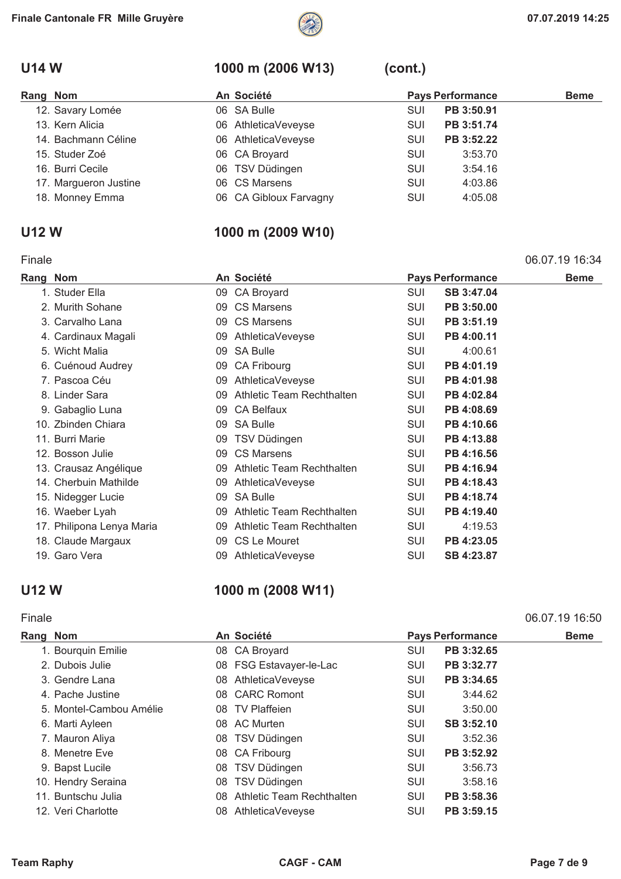## U14 W — 1000 m (2006 W13) (cont.)

| Rang | Nom | An | Société | Pays | Performance | Beme |
|---|---|---|---|---|---|---|
| 12. | Savary Lomée | 06 | SA Bulle | SUI | **PB 3:50.91** | |
| 13. | Kern Alicia | 06 | AthleticaVeveyse | SUI | **PB 3:51.74** | |
| 14. | Bachmann Céline | 06 | AthleticaVeveyse | SUI | **PB 3:52.22** | |
| 15. | Studer Zoé | 06 | CA Broyard | SUI | 3:53.70 | |
| 16. | Burri Cecile | 06 | TSV Düdingen | SUI | 3:54.16 | |
| 17. | Margueron Justine | 06 | CS Marsens | SUI | 4:03.86 | |
| 18. | Monney Emma | 06 | CA Gibloux Farvagny | SUI | 4:05.08 | |

## U12 W — 1000 m (2009 W10)

Finale — 06.07.19 16:34

| Rang | Nom | An | Société | Pays | Performance | Beme |
|---|---|---|---|---|---|---|
| 1. | Studer Ella | 09 | CA Broyard | SUI | **SB 3:47.04** | |
| 2. | Murith Sohane | 09 | CS Marsens | SUI | **PB 3:50.00** | |
| 3. | Carvalho Lana | 09 | CS Marsens | SUI | **PB 3:51.19** | |
| 4. | Cardinaux Magali | 09 | AthleticaVeveyse | SUI | **PB 4:00.11** | |
| 5. | Wicht Malia | 09 | SA Bulle | SUI | 4:00.61 | |
| 6. | Cuénoud Audrey | 09 | CA Fribourg | SUI | **PB 4:01.19** | |
| 7. | Pascoa Céu | 09 | AthleticaVeveyse | SUI | **PB 4:01.98** | |
| 8. | Linder Sara | 09 | Athletic Team Rechthalten | SUI | **PB 4:02.84** | |
| 9. | Gabaglio Luna | 09 | CA Belfaux | SUI | **PB 4:08.69** | |
| 10. | Zbinden Chiara | 09 | SA Bulle | SUI | **PB 4:10.66** | |
| 11. | Burri Marie | 09 | TSV Düdingen | SUI | **PB 4:13.88** | |
| 12. | Bosson Julie | 09 | CS Marsens | SUI | **PB 4:16.56** | |
| 13. | Crausaz Angélique | 09 | Athletic Team Rechthalten | SUI | **PB 4:16.94** | |
| 14. | Cherbuin Mathilde | 09 | AthleticaVeveyse | SUI | **PB 4:18.43** | |
| 15. | Nidegger Lucie | 09 | SA Bulle | SUI | **PB 4:18.74** | |
| 16. | Waeber Lyah | 09 | Athletic Team Rechthalten | SUI | **PB 4:19.40** | |
| 17. | Philipona Lenya Maria | 09 | Athletic Team Rechthalten | SUI | 4:19.53 | |
| 18. | Claude Margaux | 09 | CS Le Mouret | SUI | **PB 4:23.05** | |
| 19. | Garo Vera | 09 | AthleticaVeveyse | SUI | **SB 4:23.87** | |

## U12 W — 1000 m (2008 W11)

Finale — 06.07.19 16:50

| Rang | Nom | An | Société | Pays | Performance | Beme |
|---|---|---|---|---|---|---|
| 1. | Bourquin Emilie | 08 | CA Broyard | SUI | **PB 3:32.65** | |
| 2. | Dubois Julie | 08 | FSG Estavayer-le-Lac | SUI | **PB 3:32.77** | |
| 3. | Gendre Lana | 08 | AthleticaVeveyse | SUI | **PB 3:34.65** | |
| 4. | Pache Justine | 08 | CARC Romont | SUI | 3:44.62 | |
| 5. | Montel-Cambou Amélie | 08 | TV Plaffeien | SUI | 3:50.00 | |
| 6. | Marti Ayleen | 08 | AC Murten | SUI | **SB 3:52.10** | |
| 7. | Mauron Aliya | 08 | TSV Düdingen | SUI | 3:52.36 | |
| 8. | Menetre Eve | 08 | CA Fribourg | SUI | **PB 3:52.92** | |
| 9. | Bapst Lucile | 08 | TSV Düdingen | SUI | 3:56.73 | |
| 10. | Hendry Seraina | 08 | TSV Düdingen | SUI | 3:58.16 | |
| 11. | Buntschu Julia | 08 | Athletic Team Rechthalten | SUI | **PB 3:58.36** | |
| 12. | Veri Charlotte | 08 | AthleticaVeveyse | SUI | **PB 3:59.15** | |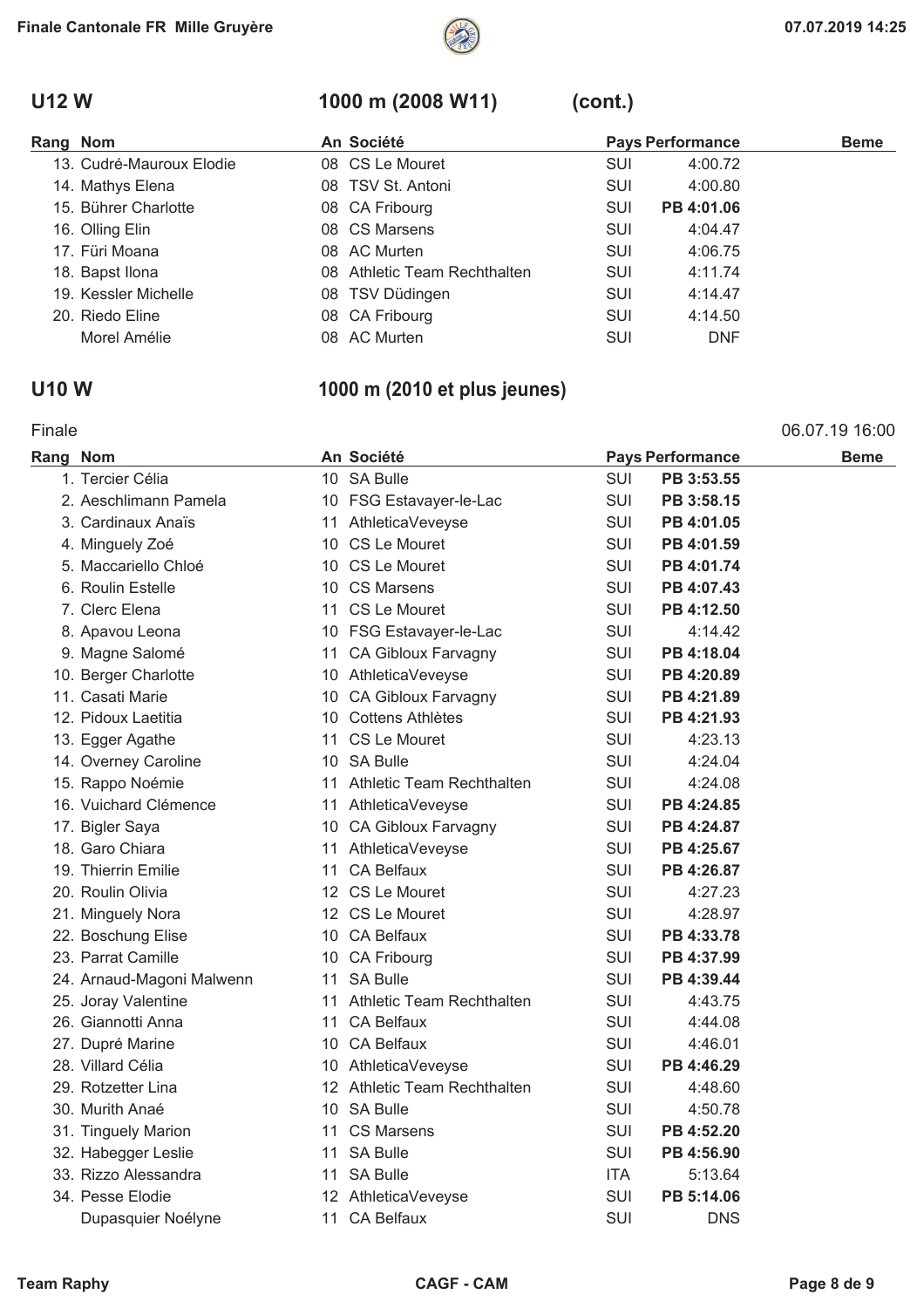## U12 W — 1000 m (2008 W11) (cont.)

| Rang | Nom | An | Société | Pays | Performance | Beme |
|---|---|---|---|---|---|---|
| 13. | Cudré-Mauroux Elodie | 08 | CS Le Mouret | SUI | 4:00.72 | |
| 14. | Mathys Elena | 08 | TSV St. Antoni | SUI | 4:00.80 | |
| 15. | Bührer Charlotte | 08 | CA Fribourg | SUI | **PB 4:01.06** | |
| 16. | Olling Elin | 08 | CS Marsens | SUI | 4:04.47 | |
| 17. | Füri Moana | 08 | AC Murten | SUI | 4:06.75 | |
| 18. | Bapst Ilona | 08 | Athletic Team Rechthalten | SUI | 4:11.74 | |
| 19. | Kessler Michelle | 08 | TSV Düdingen | SUI | 4:14.47 | |
| 20. | Riedo Eline | 08 | CA Fribourg | SUI | 4:14.50 | |
| | Morel Amélie | 08 | AC Murten | SUI | DNF | |

## U10 W — 1000 m (2010 et plus jeunes)

Finale — 06.07.19 16:00

| Rang | Nom | An | Société | Pays | Performance | Beme |
|---|---|---|---|---|---|---|
| 1. | Tercier Célia | 10 | SA Bulle | SUI | **PB 3:53.55** | |
| 2. | Aeschlimann Pamela | 10 | FSG Estavayer-le-Lac | SUI | **PB 3:58.15** | |
| 3. | Cardinaux Anaïs | 11 | AthleticaVeveyse | SUI | **PB 4:01.05** | |
| 4. | Minguely Zoé | 10 | CS Le Mouret | SUI | **PB 4:01.59** | |
| 5. | Maccariello Chloé | 10 | CS Le Mouret | SUI | **PB 4:01.74** | |
| 6. | Roulin Estelle | 10 | CS Marsens | SUI | **PB 4:07.43** | |
| 7. | Clerc Elena | 11 | CS Le Mouret | SUI | **PB 4:12.50** | |
| 8. | Apavou Leona | 10 | FSG Estavayer-le-Lac | SUI | 4:14.42 | |
| 9. | Magne Salomé | 11 | CA Gibloux Farvagny | SUI | **PB 4:18.04** | |
| 10. | Berger Charlotte | 10 | AthleticaVeveyse | SUI | **PB 4:20.89** | |
| 11. | Casati Marie | 10 | CA Gibloux Farvagny | SUI | **PB 4:21.89** | |
| 12. | Pidoux Laetitia | 10 | Cottens Athlètes | SUI | **PB 4:21.93** | |
| 13. | Egger Agathe | 11 | CS Le Mouret | SUI | 4:23.13 | |
| 14. | Overney Caroline | 10 | SA Bulle | SUI | 4:24.04 | |
| 15. | Rappo Noémie | 11 | Athletic Team Rechthalten | SUI | 4:24.08 | |
| 16. | Vuichard Clémence | 11 | AthleticaVeveyse | SUI | **PB 4:24.85** | |
| 17. | Bigler Saya | 10 | CA Gibloux Farvagny | SUI | **PB 4:24.87** | |
| 18. | Garo Chiara | 11 | AthleticaVeveyse | SUI | **PB 4:25.67** | |
| 19. | Thierrin Emilie | 11 | CA Belfaux | SUI | **PB 4:26.87** | |
| 20. | Roulin Olivia | 12 | CS Le Mouret | SUI | 4:27.23 | |
| 21. | Minguely Nora | 12 | CS Le Mouret | SUI | 4:28.97 | |
| 22. | Boschung Elise | 10 | CA Belfaux | SUI | **PB 4:33.78** | |
| 23. | Parrat Camille | 10 | CA Fribourg | SUI | **PB 4:37.99** | |
| 24. | Arnaud-Magoni Malwenn | 11 | SA Bulle | SUI | **PB 4:39.44** | |
| 25. | Joray Valentine | 11 | Athletic Team Rechthalten | SUI | 4:43.75 | |
| 26. | Giannotti Anna | 11 | CA Belfaux | SUI | 4:44.08 | |
| 27. | Dupré Marine | 10 | CA Belfaux | SUI | 4:46.01 | |
| 28. | Villard Célia | 10 | AthleticaVeveyse | SUI | **PB 4:46.29** | |
| 29. | Rotzetter Lina | 12 | Athletic Team Rechthalten | SUI | 4:48.60 | |
| 30. | Murith Anaé | 10 | SA Bulle | SUI | 4:50.78 | |
| 31. | Tinguely Marion | 11 | CS Marsens | SUI | **PB 4:52.20** | |
| 32. | Habegger Leslie | 11 | SA Bulle | SUI | **PB 4:56.90** | |
| 33. | Rizzo Alessandra | 11 | SA Bulle | ITA | 5:13.64 | |
| 34. | Pesse Elodie | 12 | AthleticaVeveyse | SUI | **PB 5:14.06** | |
| | Dupasquier Noélyne | 11 | CA Belfaux | SUI | DNS | |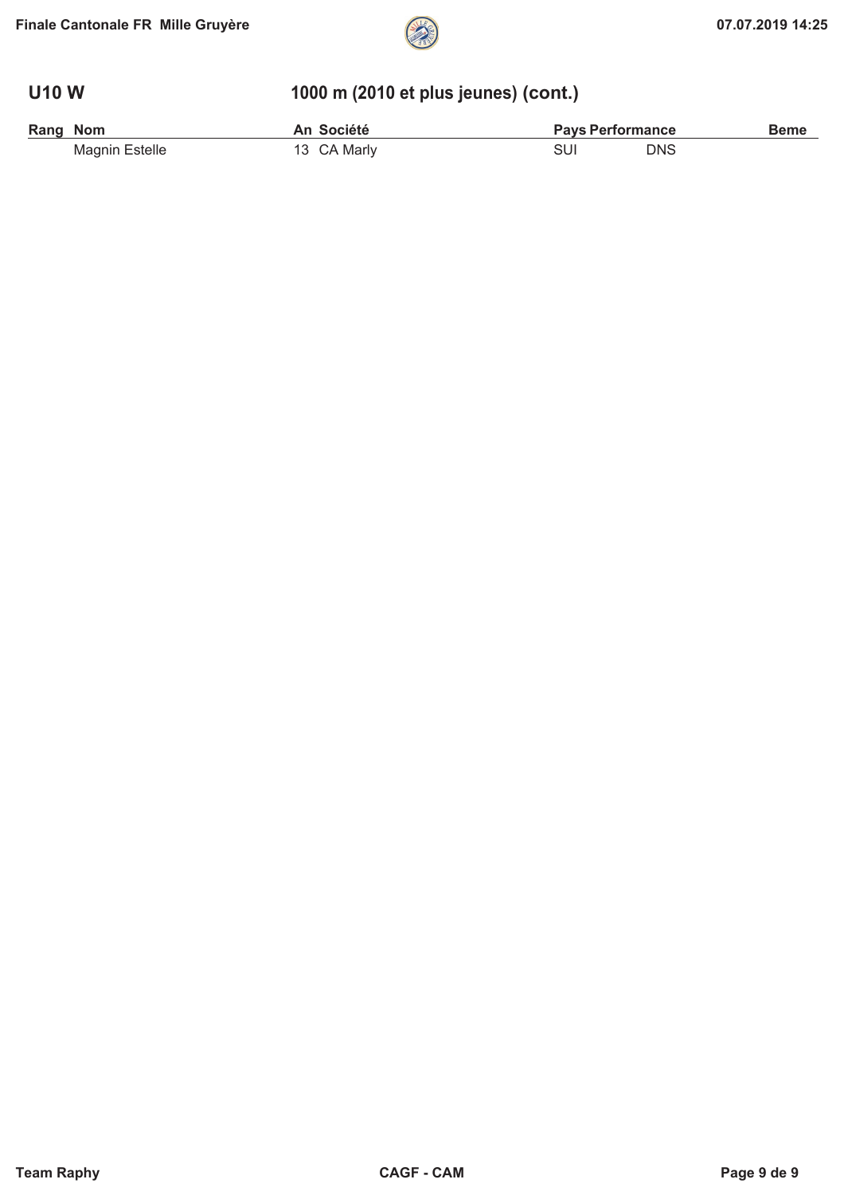## U10 W

## 1000 m (2010 et plus jeunes) (cont.)

| Rang | Nom | An | Société | Pays | Performance | Beme |
|---|---|---|---|---|---|---|
| | Magnin Estelle | 13 | CA Marly | SUI | DNS | |